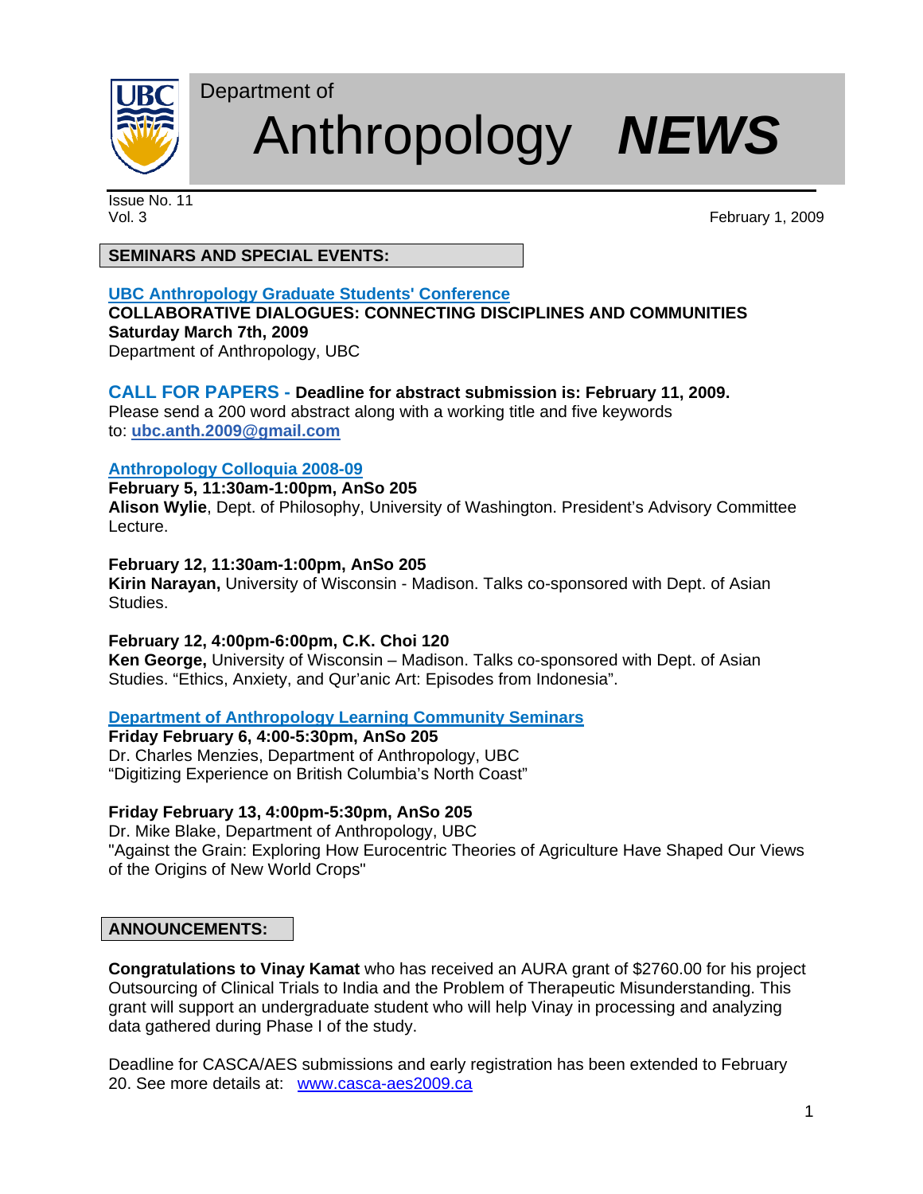Department of

# Anthropology ***NEWS***

Issue No. 11
Vol. 3

February 1, 2009

## SEMINARS AND SPECIAL EVENTS:

**UBC Anthropology Graduate Students' Conference**
**COLLABORATIVE DIALOGUES: CONNECTING DISCIPLINES AND COMMUNITIES**
**Saturday March 7th, 2009**
Department of Anthropology, UBC

**CALL FOR PAPERS - Deadline for abstract submission is: February 11, 2009.**
Please send a 200 word abstract along with a working title and five keywords to: **ubc.anth.2009@gmail.com**

**Anthropology Colloquia 2008-09**

**February 5, 11:30am-1:00pm, AnSo 205**
**Alison Wylie**, Dept. of Philosophy, University of Washington. President's Advisory Committee Lecture.

**February 12, 11:30am-1:00pm, AnSo 205**
**Kirin Narayan,** University of Wisconsin - Madison. Talks co-sponsored with Dept. of Asian Studies.

**February 12, 4:00pm-6:00pm, C.K. Choi 120**
**Ken George,** University of Wisconsin – Madison. Talks co-sponsored with Dept. of Asian Studies. "Ethics, Anxiety, and Qur'anic Art: Episodes from Indonesia".

**Department of Anthropology Learning Community Seminars**

**Friday February 6, 4:00-5:30pm, AnSo 205**
Dr. Charles Menzies, Department of Anthropology, UBC
"Digitizing Experience on British Columbia's North Coast"

**Friday February 13, 4:00pm-5:30pm, AnSo 205**
Dr. Mike Blake, Department of Anthropology, UBC
"Against the Grain: Exploring How Eurocentric Theories of Agriculture Have Shaped Our Views of the Origins of New World Crops"

## ANNOUNCEMENTS:

**Congratulations to Vinay Kamat** who has received an AURA grant of $2760.00 for his project Outsourcing of Clinical Trials to India and the Problem of Therapeutic Misunderstanding. This grant will support an undergraduate student who will help Vinay in processing and analyzing data gathered during Phase I of the study.

Deadline for CASCA/AES submissions and early registration has been extended to February 20. See more details at: www.casca-aes2009.ca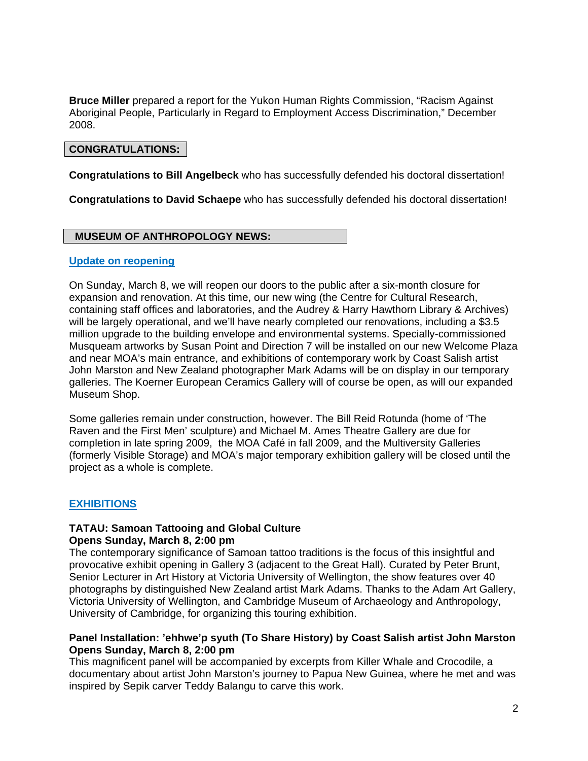**Bruce Miller** prepared a report for the Yukon Human Rights Commission, "Racism Against Aboriginal People, Particularly in Regard to Employment Access Discrimination," December 2008.

## CONGRATULATIONS:

**Congratulations to Bill Angelbeck** who has successfully defended his doctoral dissertation!

**Congratulations to David Schaepe** who has successfully defended his doctoral dissertation!

## MUSEUM OF ANTHROPOLOGY NEWS:

### Update on reopening

On Sunday, March 8, we will reopen our doors to the public after a six-month closure for expansion and renovation. At this time, our new wing (the Centre for Cultural Research, containing staff offices and laboratories, and the Audrey & Harry Hawthorn Library & Archives) will be largely operational, and we'll have nearly completed our renovations, including a $3.5 million upgrade to the building envelope and environmental systems. Specially-commissioned Musqueam artworks by Susan Point and Direction 7 will be installed on our new Welcome Plaza and near MOA's main entrance, and exhibitions of contemporary work by Coast Salish artist John Marston and New Zealand photographer Mark Adams will be on display in our temporary galleries. The Koerner European Ceramics Gallery will of course be open, as will our expanded Museum Shop.

Some galleries remain under construction, however. The Bill Reid Rotunda (home of 'The Raven and the First Men' sculpture) and Michael M. Ames Theatre Gallery are due for completion in late spring 2009, the MOA Café in fall 2009, and the Multiversity Galleries (formerly Visible Storage) and MOA's major temporary exhibition gallery will be closed until the project as a whole is complete.

### EXHIBITIONS

**TATAU: Samoan Tattooing and Global Culture**
**Opens Sunday, March 8, 2:00 pm**
The contemporary significance of Samoan tattoo traditions is the focus of this insightful and provocative exhibit opening in Gallery 3 (adjacent to the Great Hall). Curated by Peter Brunt, Senior Lecturer in Art History at Victoria University of Wellington, the show features over 40 photographs by distinguished New Zealand artist Mark Adams. Thanks to the Adam Art Gallery, Victoria University of Wellington, and Cambridge Museum of Archaeology and Anthropology, University of Cambridge, for organizing this touring exhibition.

**Panel Installation: 'ehhwe'p syuth (To Share History) by Coast Salish artist John Marston**
**Opens Sunday, March 8, 2:00 pm**
This magnificent panel will be accompanied by excerpts from Killer Whale and Crocodile, a documentary about artist John Marston's journey to Papua New Guinea, where he met and was inspired by Sepik carver Teddy Balangu to carve this work.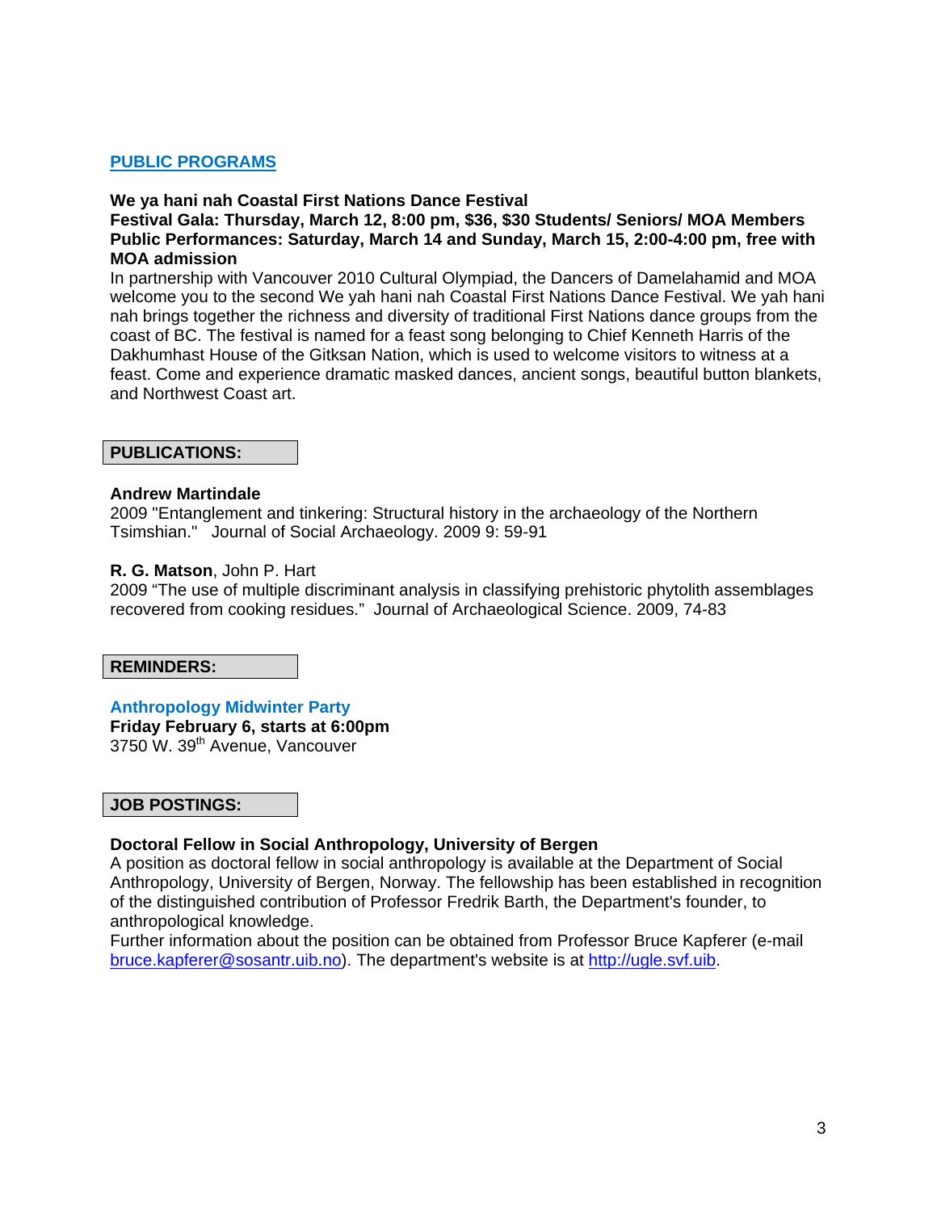## PUBLIC PROGRAMS

**We ya hani nah Coastal First Nations Dance Festival**
**Festival Gala: Thursday, March 12, 8:00 pm, $36, $30 Students/ Seniors/ MOA Members**
**Public Performances: Saturday, March 14 and Sunday, March 15, 2:00-4:00 pm, free with MOA admission**

In partnership with Vancouver 2010 Cultural Olympiad, the Dancers of Damelahamid and MOA welcome you to the second We yah hani nah Coastal First Nations Dance Festival. We yah hani nah brings together the richness and diversity of traditional First Nations dance groups from the coast of BC. The festival is named for a feast song belonging to Chief Kenneth Harris of the Dakhumhast House of the Gitksan Nation, which is used to welcome visitors to witness at a feast. Come and experience dramatic masked dances, ancient songs, beautiful button blankets, and Northwest Coast art.

## PUBLICATIONS:

**Andrew Martindale**
2009 "Entanglement and tinkering: Structural history in the archaeology of the Northern Tsimshian." Journal of Social Archaeology. 2009 9: 59-91

**R. G. Matson**, John P. Hart
2009 "The use of multiple discriminant analysis in classifying prehistoric phytolith assemblages recovered from cooking residues." Journal of Archaeological Science. 2009, 74-83

## REMINDERS:

**Anthropology Midwinter Party**
**Friday February 6, starts at 6:00pm**
3750 W. 39th Avenue, Vancouver

## JOB POSTINGS:

**Doctoral Fellow in Social Anthropology, University of Bergen**
A position as doctoral fellow in social anthropology is available at the Department of Social Anthropology, University of Bergen, Norway. The fellowship has been established in recognition of the distinguished contribution of Professor Fredrik Barth, the Department's founder, to anthropological knowledge.
Further information about the position can be obtained from Professor Bruce Kapferer (e-mail bruce.kapferer@sosantr.uib.no). The department's website is at http://ugle.svf.uib.